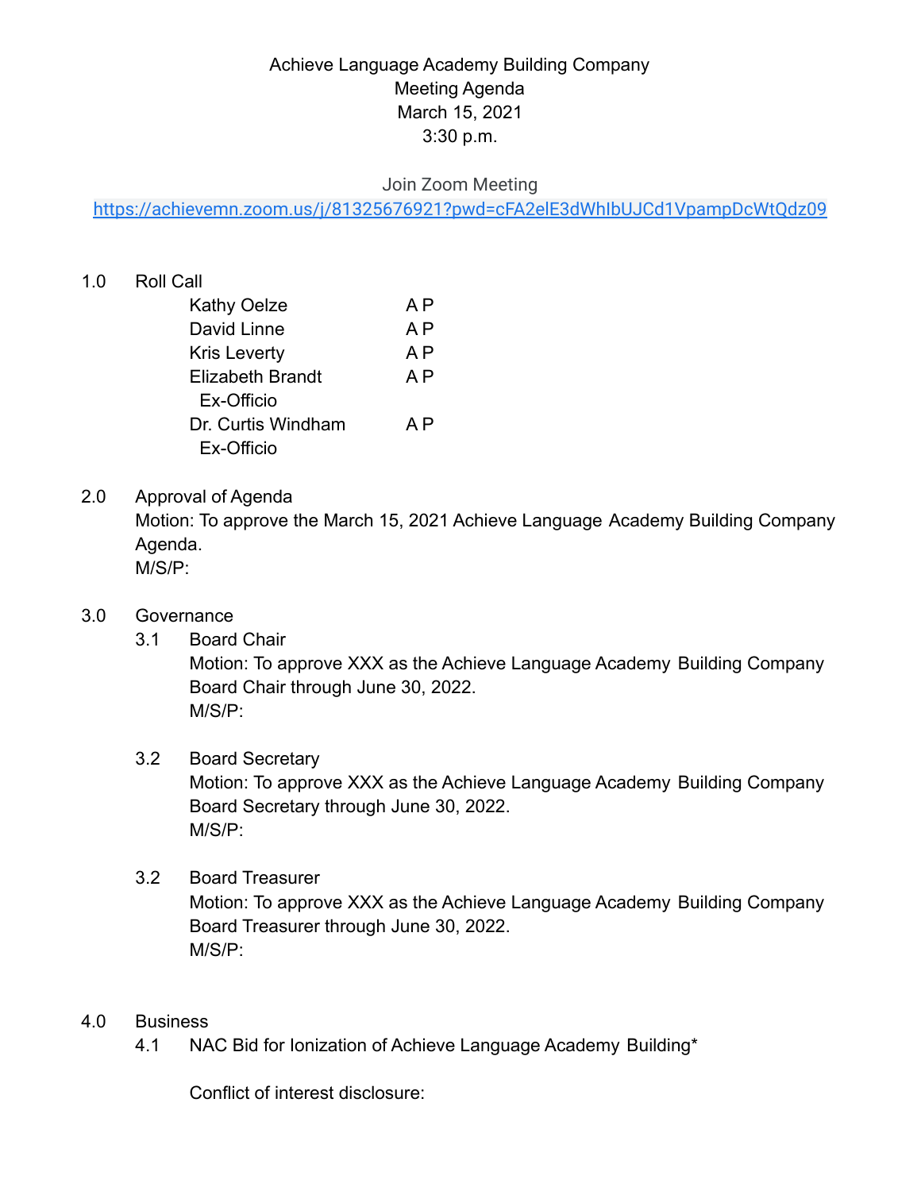Achieve Language Academy Building Company
Meeting Agenda
March 15, 2021
3:30 p.m.

Join Zoom Meeting
https://achievemn.zoom.us/j/81325676921?pwd=cFA2elE3dWhIbUJCd1VpampDcWtQdz09

1.0 Roll Call

| | |
|---|---|
| Kathy Oelze | A P |
| David Linne | A P |
| Kris Leverty | A P |
| Elizabeth Brandt Ex-Officio | A P |
| Dr. Curtis Windham Ex-Officio | A P |

2.0 Approval of Agenda
Motion: To approve the March 15, 2021 Achieve Language Academy Building Company Agenda.
M/S/P:

3.0 Governance

3.1 Board Chair
Motion: To approve XXX as the Achieve Language Academy Building Company Board Chair through June 30, 2022.
M/S/P:

3.2 Board Secretary
Motion: To approve XXX as the Achieve Language Academy Building Company Board Secretary through June 30, 2022.
M/S/P:

3.2 Board Treasurer
Motion: To approve XXX as the Achieve Language Academy Building Company Board Treasurer through June 30, 2022.
M/S/P:

4.0 Business

4.1 NAC Bid for Ionization of Achieve Language Academy Building*

Conflict of interest disclosure: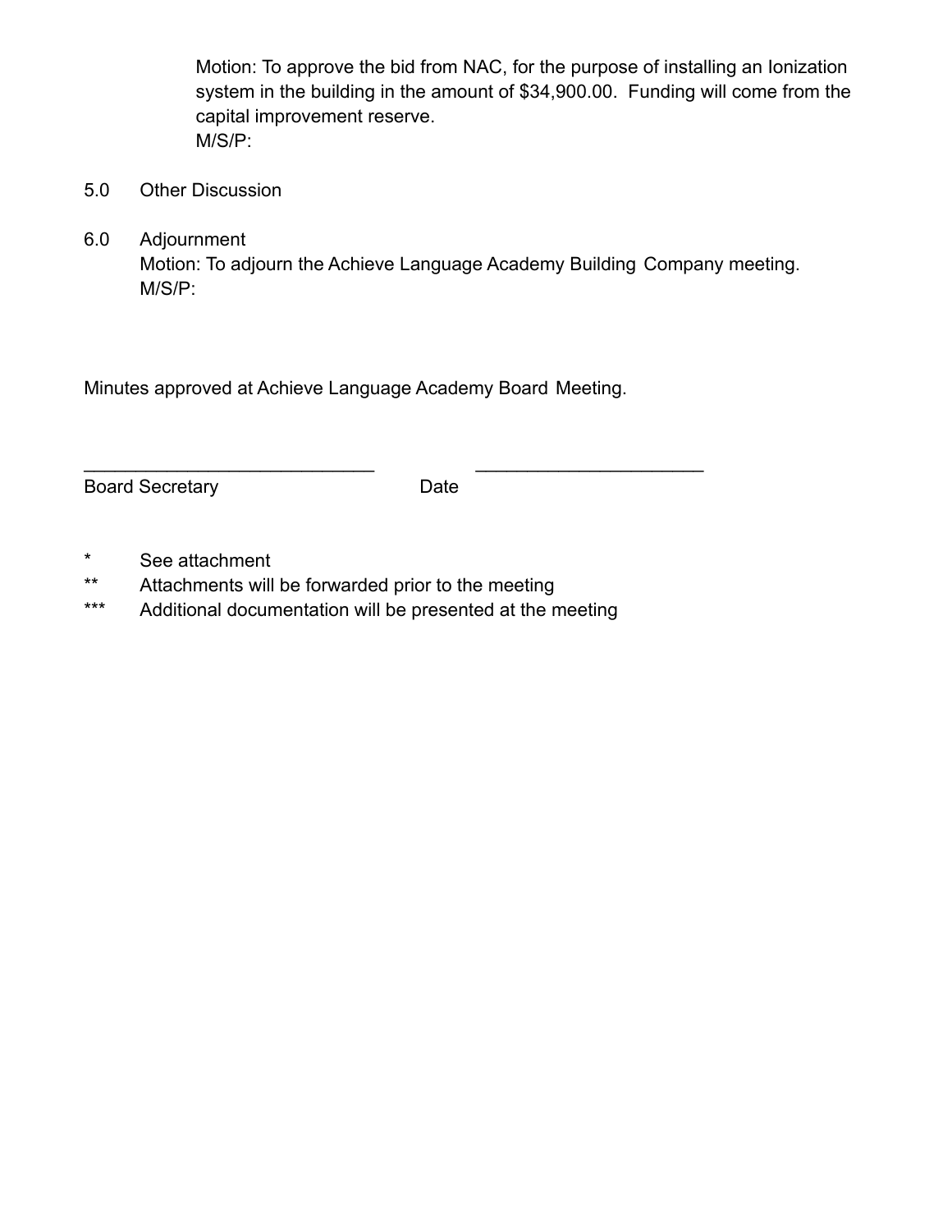Motion: To approve the bid from NAC, for the purpose of installing an Ionization system in the building in the amount of $34,900.00. Funding will come from the capital improvement reserve.
M/S/P:

5.0 Other Discussion

6.0 Adjournment
Motion: To adjourn the Achieve Language Academy Building Company meeting.
M/S/P:

Minutes approved at Achieve Language Academy Board Meeting.

_____________________________ Date _______________________
Board Secretary

\* See attachment
\*\* Attachments will be forwarded prior to the meeting
\*\*\* Additional documentation will be presented at the meeting